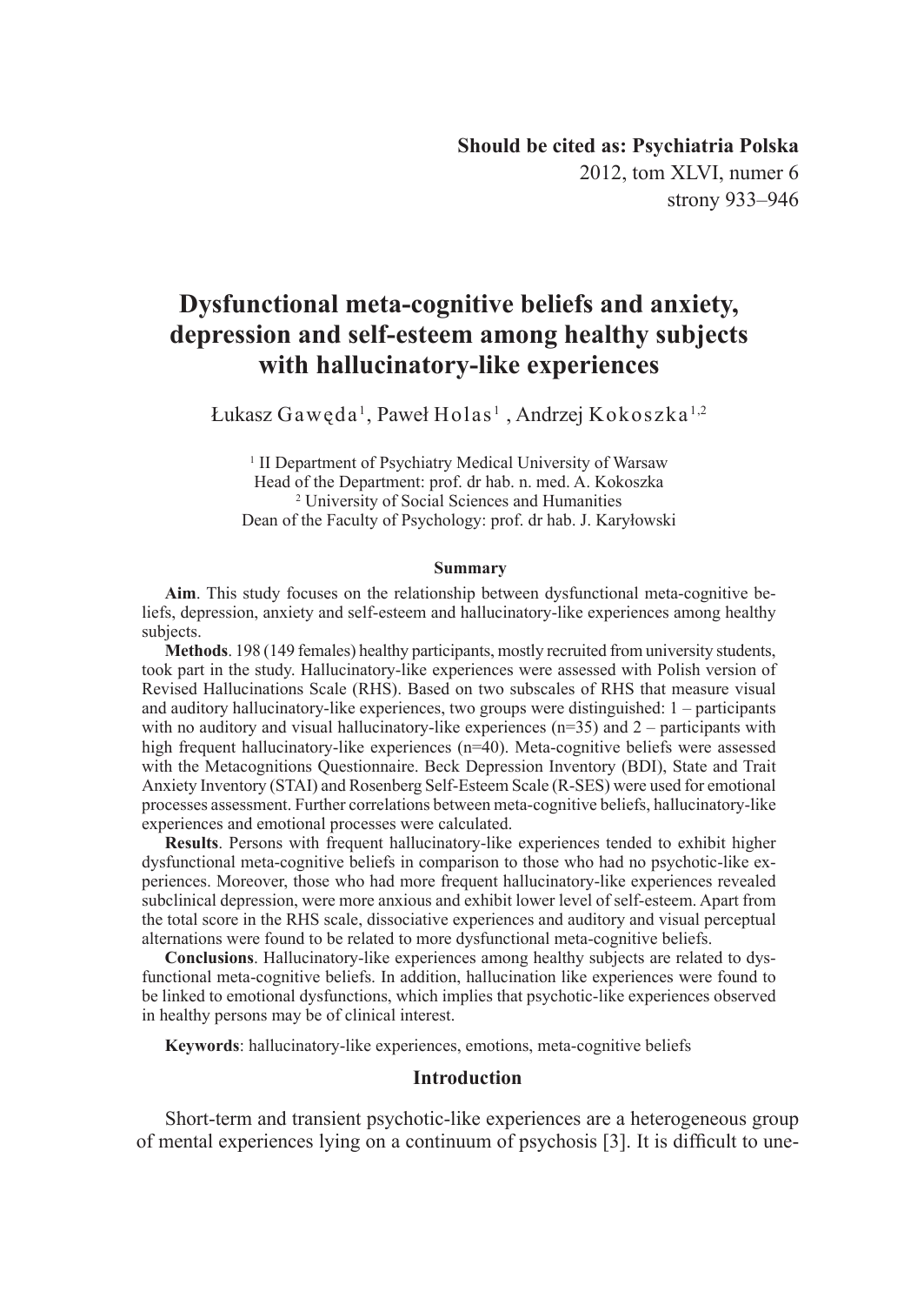**Should be cited as: Psychiatria Polska**
2012, tom XLVI, numer 6
strony 933–946

# Dysfunctional meta-cognitive beliefs and anxiety, depression and self-esteem among healthy subjects with hallucinatory-like experiences

Łukasz Gawęda[1], Paweł Holas[1], Andrzej Kokoszka[1,2]

[1] II Department of Psychiatry Medical University of Warsaw
Head of the Department: prof. dr hab. n. med. A. Kokoszka
[2] University of Social Sciences and Humanities
Dean of the Faculty of Psychology: prof. dr hab. J. Karyłowski

### Summary

**Aim**. This study focuses on the relationship between dysfunctional meta-cognitive beliefs, depression, anxiety and self-esteem and hallucinatory-like experiences among healthy subjects.

**Methods**. 198 (149 females) healthy participants, mostly recruited from university students, took part in the study. Hallucinatory-like experiences were assessed with Polish version of Revised Hallucinations Scale (RHS). Based on two subscales of RHS that measure visual and auditory hallucinatory-like experiences, two groups were distinguished: 1 – participants with no auditory and visual hallucinatory-like experiences (n=35) and 2 – participants with high frequent hallucinatory-like experiences (n=40). Meta-cognitive beliefs were assessed with the Metacognitions Questionnaire. Beck Depression Inventory (BDI), State and Trait Anxiety Inventory (STAI) and Rosenberg Self-Esteem Scale (R-SES) were used for emotional processes assessment. Further correlations between meta-cognitive beliefs, hallucinatory-like experiences and emotional processes were calculated.

**Results**. Persons with frequent hallucinatory-like experiences tended to exhibit higher dysfunctional meta-cognitive beliefs in comparison to those who had no psychotic-like experiences. Moreover, those who had more frequent hallucinatory-like experiences revealed subclinical depression, were more anxious and exhibit lower level of self-esteem. Apart from the total score in the RHS scale, dissociative experiences and auditory and visual perceptual alternations were found to be related to more dysfunctional meta-cognitive beliefs.

**Conclusions**. Hallucinatory-like experiences among healthy subjects are related to dysfunctional meta-cognitive beliefs. In addition, hallucination like experiences were found to be linked to emotional dysfunctions, which implies that psychotic-like experiences observed in healthy persons may be of clinical interest.

**Keywords**: hallucinatory-like experiences, emotions, meta-cognitive beliefs

## Introduction

Short-term and transient psychotic-like experiences are a heterogeneous group of mental experiences lying on a continuum of psychosis [3]. It is difficult to une-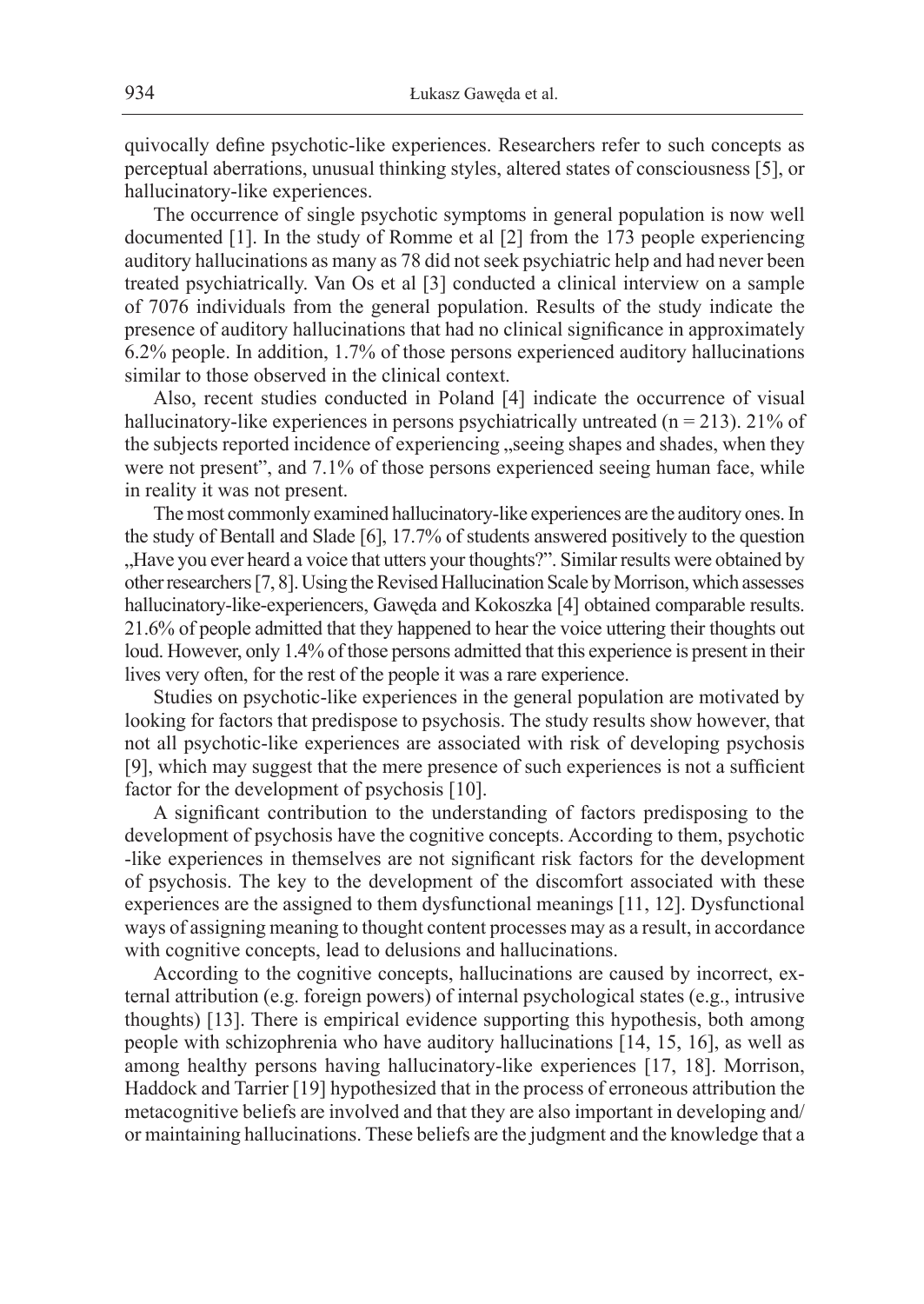quivocally define psychotic-like experiences. Researchers refer to such concepts as perceptual aberrations, unusual thinking styles, altered states of consciousness [5], or hallucinatory-like experiences.

The occurrence of single psychotic symptoms in general population is now well documented [1]. In the study of Romme et al [2] from the 173 people experiencing auditory hallucinations as many as 78 did not seek psychiatric help and had never been treated psychiatrically. Van Os et al [3] conducted a clinical interview on a sample of 7076 individuals from the general population. Results of the study indicate the presence of auditory hallucinations that had no clinical significance in approximately 6.2% people. In addition, 1.7% of those persons experienced auditory hallucinations similar to those observed in the clinical context.

Also, recent studies conducted in Poland [4] indicate the occurrence of visual hallucinatory-like experiences in persons psychiatrically untreated (n = 213). 21% of the subjects reported incidence of experiencing „seeing shapes and shades, when they were not present", and 7.1% of those persons experienced seeing human face, while in reality it was not present.

The most commonly examined hallucinatory-like experiences are the auditory ones. In the study of Bentall and Slade [6], 17.7% of students answered positively to the question „Have you ever heard a voice that utters your thoughts?". Similar results were obtained by other researchers [7, 8]. Using the Revised Hallucination Scale by Morrison, which assesses hallucinatory-like-experiencers, Gawęda and Kokoszka [4] obtained comparable results. 21.6% of people admitted that they happened to hear the voice uttering their thoughts out loud. However, only 1.4% of those persons admitted that this experience is present in their lives very often, for the rest of the people it was a rare experience.

Studies on psychotic-like experiences in the general population are motivated by looking for factors that predispose to psychosis. The study results show however, that not all psychotic-like experiences are associated with risk of developing psychosis [9], which may suggest that the mere presence of such experiences is not a sufficient factor for the development of psychosis [10].

A significant contribution to the understanding of factors predisposing to the development of psychosis have the cognitive concepts. According to them, psychotic -like experiences in themselves are not significant risk factors for the development of psychosis. The key to the development of the discomfort associated with these experiences are the assigned to them dysfunctional meanings [11, 12]. Dysfunctional ways of assigning meaning to thought content processes may as a result, in accordance with cognitive concepts, lead to delusions and hallucinations.

According to the cognitive concepts, hallucinations are caused by incorrect, external attribution (e.g. foreign powers) of internal psychological states (e.g., intrusive thoughts) [13]. There is empirical evidence supporting this hypothesis, both among people with schizophrenia who have auditory hallucinations [14, 15, 16], as well as among healthy persons having hallucinatory-like experiences [17, 18]. Morrison, Haddock and Tarrier [19] hypothesized that in the process of erroneous attribution the metacognitive beliefs are involved and that they are also important in developing and/ or maintaining hallucinations. These beliefs are the judgment and the knowledge that a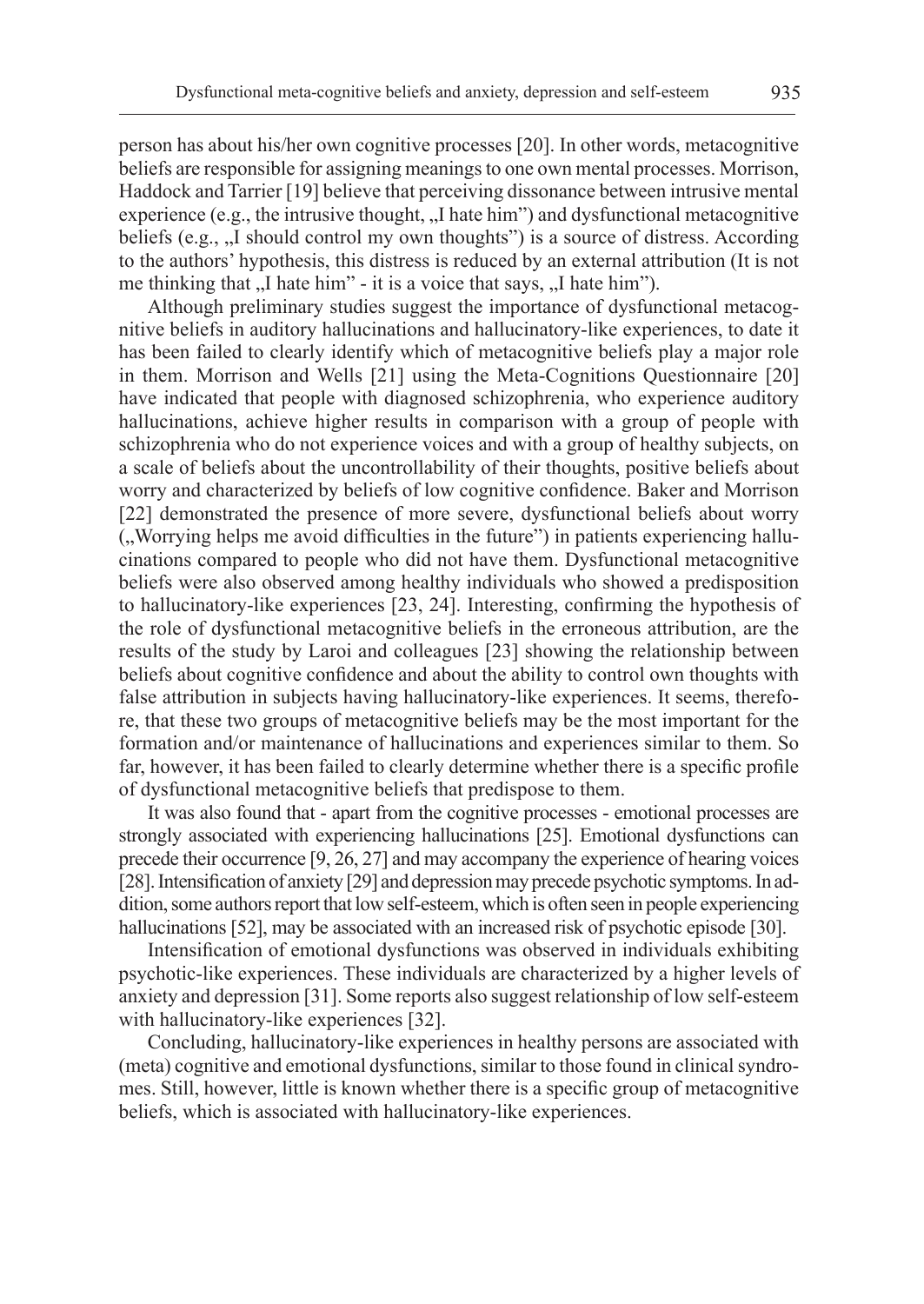person has about his/her own cognitive processes [20]. In other words, metacognitive beliefs are responsible for assigning meanings to one own mental processes. Morrison, Haddock and Tarrier [19] believe that perceiving dissonance between intrusive mental experience (e.g., the intrusive thought, „I hate him") and dysfunctional metacognitive beliefs (e.g., „I should control my own thoughts") is a source of distress. According to the authors' hypothesis, this distress is reduced by an external attribution (It is not me thinking that „I hate him" - it is a voice that says, „I hate him").

Although preliminary studies suggest the importance of dysfunctional metacognitive beliefs in auditory hallucinations and hallucinatory-like experiences, to date it has been failed to clearly identify which of metacognitive beliefs play a major role in them. Morrison and Wells [21] using the Meta-Cognitions Questionnaire [20] have indicated that people with diagnosed schizophrenia, who experience auditory hallucinations, achieve higher results in comparison with a group of people with schizophrenia who do not experience voices and with a group of healthy subjects, on a scale of beliefs about the uncontrollability of their thoughts, positive beliefs about worry and characterized by beliefs of low cognitive confidence. Baker and Morrison [22] demonstrated the presence of more severe, dysfunctional beliefs about worry („Worrying helps me avoid difficulties in the future") in patients experiencing hallucinations compared to people who did not have them. Dysfunctional metacognitive beliefs were also observed among healthy individuals who showed a predisposition to hallucinatory-like experiences [23, 24]. Interesting, confirming the hypothesis of the role of dysfunctional metacognitive beliefs in the erroneous attribution, are the results of the study by Laroi and colleagues [23] showing the relationship between beliefs about cognitive confidence and about the ability to control own thoughts with false attribution in subjects having hallucinatory-like experiences. It seems, therefore, that these two groups of metacognitive beliefs may be the most important for the formation and/or maintenance of hallucinations and experiences similar to them. So far, however, it has been failed to clearly determine whether there is a specific profile of dysfunctional metacognitive beliefs that predispose to them.

It was also found that - apart from the cognitive processes - emotional processes are strongly associated with experiencing hallucinations [25]. Emotional dysfunctions can precede their occurrence [9, 26, 27] and may accompany the experience of hearing voices [28]. Intensification of anxiety [29] and depression may precede psychotic symptoms. In addition, some authors report that low self-esteem, which is often seen in people experiencing hallucinations [52], may be associated with an increased risk of psychotic episode [30].

Intensification of emotional dysfunctions was observed in individuals exhibiting psychotic-like experiences. These individuals are characterized by a higher levels of anxiety and depression [31]. Some reports also suggest relationship of low self-esteem with hallucinatory-like experiences [32].

Concluding, hallucinatory-like experiences in healthy persons are associated with (meta) cognitive and emotional dysfunctions, similar to those found in clinical syndromes. Still, however, little is known whether there is a specific group of metacognitive beliefs, which is associated with hallucinatory-like experiences.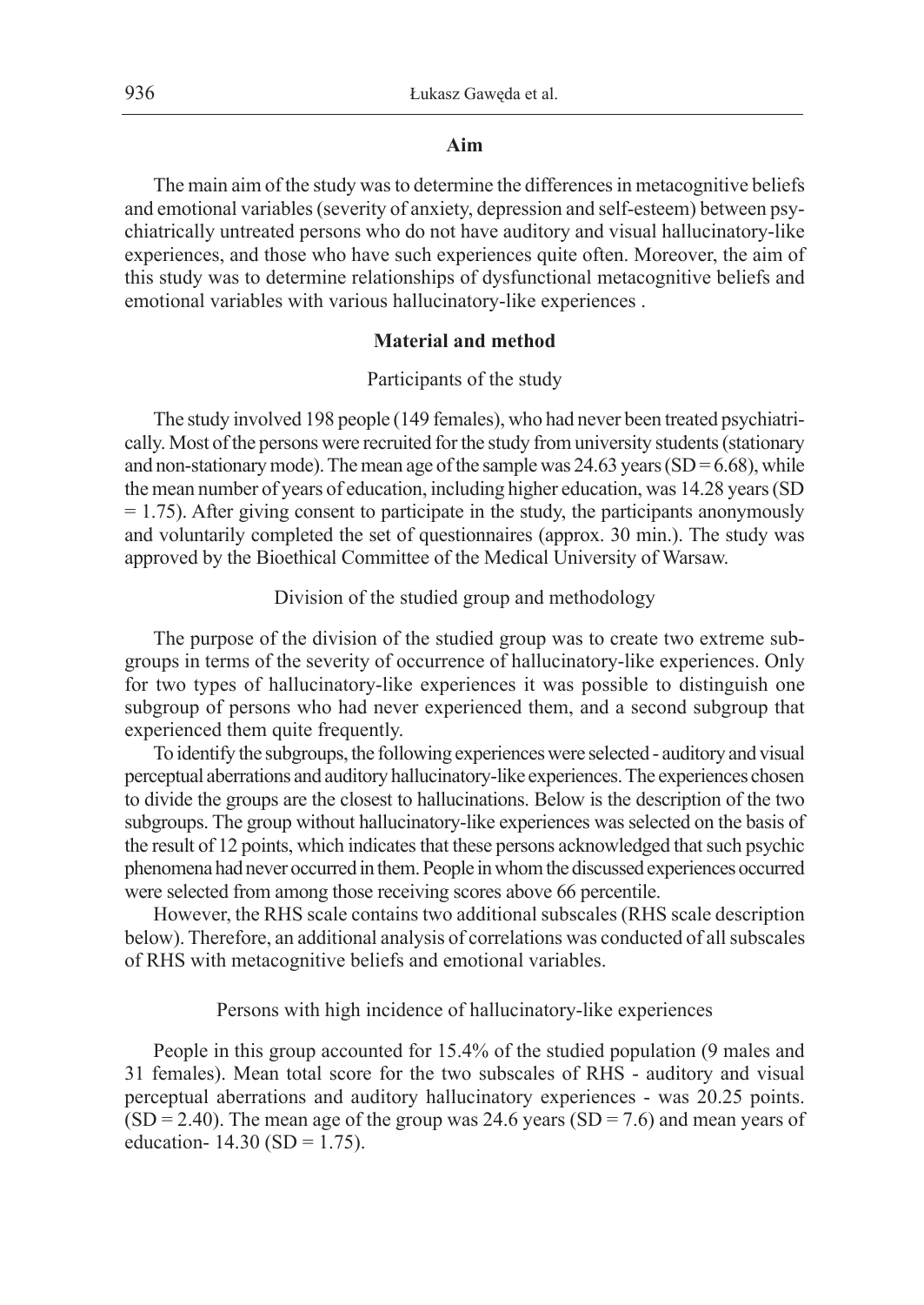## Aim

The main aim of the study was to determine the differences in metacognitive beliefs and emotional variables (severity of anxiety, depression and self-esteem) between psychiatrically untreated persons who do not have auditory and visual hallucinatory-like experiences, and those who have such experiences quite often. Moreover, the aim of this study was to determine relationships of dysfunctional metacognitive beliefs and emotional variables with various hallucinatory-like experiences .

## Material and method

### Participants of the study

The study involved 198 people (149 females), who had never been treated psychiatrically. Most of the persons were recruited for the study from university students (stationary and non-stationary mode). The mean age of the sample was 24.63 years (SD = 6.68), while the mean number of years of education, including higher education, was 14.28 years (SD = 1.75). After giving consent to participate in the study, the participants anonymously and voluntarily completed the set of questionnaires (approx. 30 min.). The study was approved by the Bioethical Committee of the Medical University of Warsaw.

### Division of the studied group and methodology

The purpose of the division of the studied group was to create two extreme subgroups in terms of the severity of occurrence of hallucinatory-like experiences. Only for two types of hallucinatory-like experiences it was possible to distinguish one subgroup of persons who had never experienced them, and a second subgroup that experienced them quite frequently.

To identify the subgroups, the following experiences were selected - auditory and visual perceptual aberrations and auditory hallucinatory-like experiences. The experiences chosen to divide the groups are the closest to hallucinations. Below is the description of the two subgroups. The group without hallucinatory-like experiences was selected on the basis of the result of 12 points, which indicates that these persons acknowledged that such psychic phenomena had never occurred in them. People in whom the discussed experiences occurred were selected from among those receiving scores above 66 percentile.

However, the RHS scale contains two additional subscales (RHS scale description below). Therefore, an additional analysis of correlations was conducted of all subscales of RHS with metacognitive beliefs and emotional variables.

### Persons with high incidence of hallucinatory-like experiences

People in this group accounted for 15.4% of the studied population (9 males and 31 females). Mean total score for the two subscales of RHS - auditory and visual perceptual aberrations and auditory hallucinatory experiences - was 20.25 points. (SD = 2.40). The mean age of the group was 24.6 years (SD = 7.6) and mean years of education- 14.30 (SD = 1.75).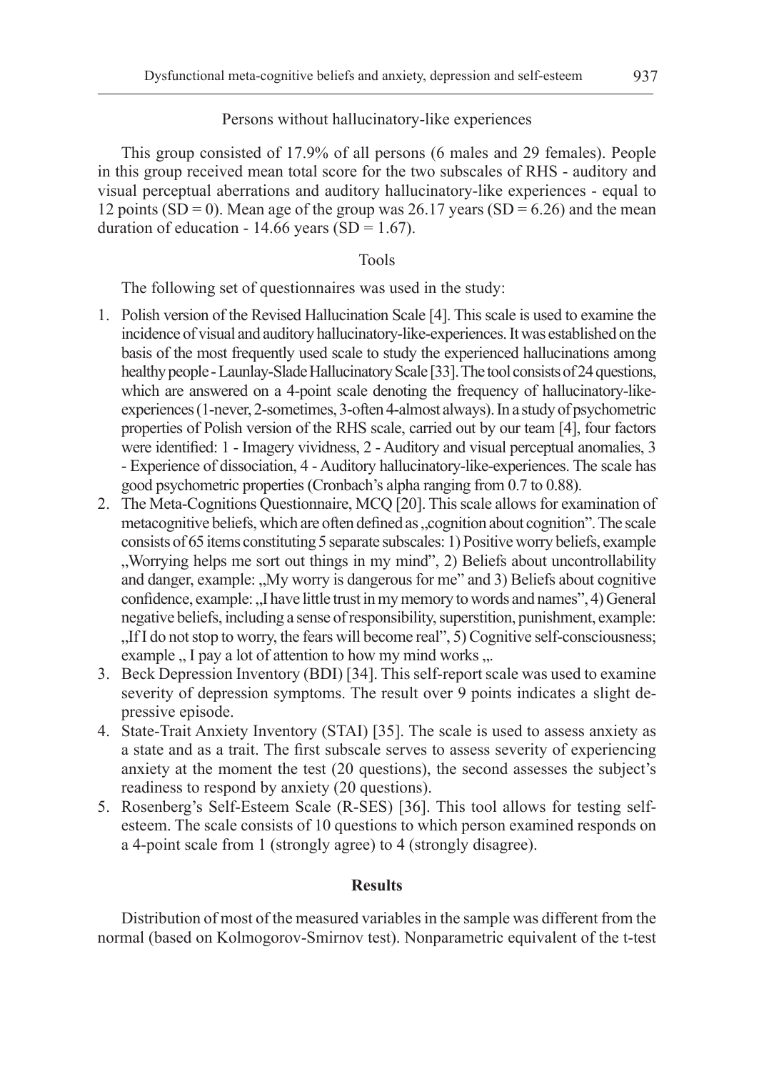Persons without hallucinatory-like experiences

This group consisted of 17.9% of all persons (6 males and 29 females). People in this group received mean total score for the two subscales of RHS - auditory and visual perceptual aberrations and auditory hallucinatory-like experiences - equal to 12 points (SD = 0). Mean age of the group was 26.17 years (SD = 6.26) and the mean duration of education - 14.66 years (SD = 1.67).

Tools

The following set of questionnaires was used in the study:

1. Polish version of the Revised Hallucination Scale [4]. This scale is used to examine the incidence of visual and auditory hallucinatory-like-experiences. It was established on the basis of the most frequently used scale to study the experienced hallucinations among healthy people - Launlay-Slade Hallucinatory Scale [33]. The tool consists of 24 questions, which are answered on a 4-point scale denoting the frequency of hallucinatory-like-experiences (1-never, 2-sometimes, 3-often 4-almost always). In a study of psychometric properties of Polish version of the RHS scale, carried out by our team [4], four factors were identified: 1 - Imagery vividness, 2 - Auditory and visual perceptual anomalies, 3 - Experience of dissociation, 4 - Auditory hallucinatory-like-experiences. The scale has good psychometric properties (Cronbach's alpha ranging from 0.7 to 0.88).
2. The Meta-Cognitions Questionnaire, MCQ [20]. This scale allows for examination of metacognitive beliefs, which are often defined as „cognition about cognition". The scale consists of 65 items constituting 5 separate subscales: 1) Positive worry beliefs, example „Worrying helps me sort out things in my mind", 2) Beliefs about uncontrollability and danger, example: „My worry is dangerous for me" and 3) Beliefs about cognitive confidence, example: „I have little trust in my memory to words and names", 4) General negative beliefs, including a sense of responsibility, superstition, punishment, example: „If I do not stop to worry, the fears will become real", 5) Cognitive self-consciousness; example „ I pay a lot of attention to how my mind works „.
3. Beck Depression Inventory (BDI) [34]. This self-report scale was used to examine severity of depression symptoms. The result over 9 points indicates a slight depressive episode.
4. State-Trait Anxiety Inventory (STAI) [35]. The scale is used to assess anxiety as a state and as a trait. The first subscale serves to assess severity of experiencing anxiety at the moment the test (20 questions), the second assesses the subject's readiness to respond by anxiety (20 questions).
5. Rosenberg's Self-Esteem Scale (R-SES) [36]. This tool allows for testing self-esteem. The scale consists of 10 questions to which person examined responds on a 4-point scale from 1 (strongly agree) to 4 (strongly disagree).

## Results

Distribution of most of the measured variables in the sample was different from the normal (based on Kolmogorov-Smirnov test). Nonparametric equivalent of the t-test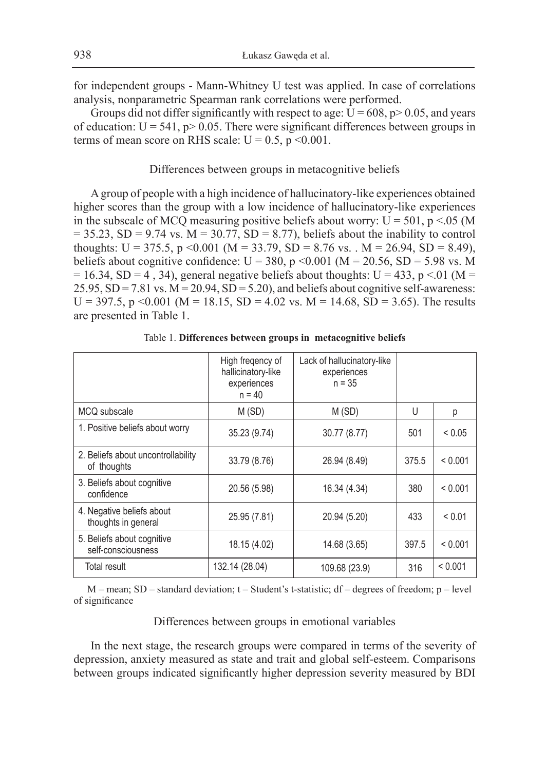for independent groups - Mann-Whitney U test was applied. In case of correlations analysis, nonparametric Spearman rank correlations were performed.

Groups did not differ significantly with respect to age: $U = 608$, $p > 0.05$, and years of education: $U = 541$, $p > 0.05$. There were significant differences between groups in terms of mean score on RHS scale: $U = 0.5$, $p < 0.001$.

### Differences between groups in metacognitive beliefs

A group of people with a high incidence of hallucinatory-like experiences obtained higher scores than the group with a low incidence of hallucinatory-like experiences in the subscale of MCQ measuring positive beliefs about worry: $U = 501$, $p < .05$ ($M = 35.23$, $SD = 9.74$ vs. $M = 30.77$, $SD = 8.77$), beliefs about the inability to control thoughts: $U = 375.5$, $p < 0.001$ ($M = 33.79$, $SD = 8.76$ vs. . $M = 26.94$, $SD = 8.49$), beliefs about cognitive confidence: $U = 380$, $p < 0.001$ ($M = 20.56$, $SD = 5.98$ vs. $M = 16.34$, $SD = 4 , 34$), general negative beliefs about thoughts: $U = 433$, $p < .01$ ($M = 25.95$, $SD = 7.81$ vs. $M = 20.94$, $SD = 5.20$), and beliefs about cognitive self-awareness: $U = 397.5$, $p < 0.001$ ($M = 18.15$, $SD = 4.02$ vs. $M = 14.68$, $SD = 3.65$). The results are presented in Table 1.

Table 1. **Differences between groups in metacognitive beliefs**

| | High freqency of hallicinatory-like experiences n = 40 | Lack of hallucinatory-like experiences n = 35 | | |
|---|---|---|---|---|
| MCQ subscale | M (SD) | M (SD) | U | p |
| 1. Positive beliefs about worry | 35.23 (9.74) | 30.77 (8.77) | 501 | < 0.05 |
| 2. Beliefs about uncontrollability of thoughts | 33.79 (8.76) | 26.94 (8.49) | 375.5 | < 0.001 |
| 3. Beliefs about cognitive confidence | 20.56 (5.98) | 16.34 (4.34) | 380 | < 0.001 |
| 4. Negative beliefs about thoughts in general | 25.95 (7.81) | 20.94 (5.20) | 433 | < 0.01 |
| 5. Beliefs about cognitive self-consciousness | 18.15 (4.02) | 14.68 (3.65) | 397.5 | < 0.001 |
| Total result | 132.14 (28.04) | 109.68 (23.9) | 316 | < 0.001 |

M – mean; SD – standard deviation; t – Student's t-statistic; df – degrees of freedom; p – level of significance

### Differences between groups in emotional variables

In the next stage, the research groups were compared in terms of the severity of depression, anxiety measured as state and trait and global self-esteem. Comparisons between groups indicated significantly higher depression severity measured by BDI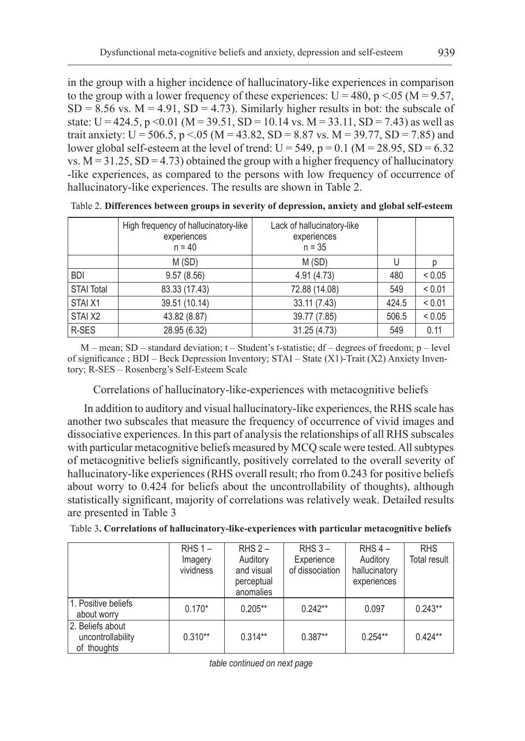in the group with a higher incidence of hallucinatory-like experiences in comparison to the group with a lower frequency of these experiences: $U = 480$, $p < .05$ ($M = 9.57$, $SD = 8.56$ vs. $M = 4.91$, $SD = 4.73$). Similarly higher results in bot: the subscale of state: $U = 424.5$, $p < 0.01$ ($M = 39.51$, $SD = 10.14$ vs. $M = 33.11$, $SD = 7.43$) as well as trait anxiety: $U = 506.5$, $p < .05$ ($M = 43.82$, $SD = 8.87$ vs. $M = 39.77$, $SD = 7.85$) and lower global self-esteem at the level of trend: $U = 549$, $p = 0.1$ ($M = 28.95$, $SD = 6.32$ vs. $M = 31.25$, $SD = 4.73$) obtained the group with a higher frequency of hallucinatory -like experiences, as compared to the persons with low frequency of occurrence of hallucinatory-like experiences. The results are shown in Table 2.

Table 2. **Differences between groups in severity of depression, anxiety and global self-esteem**

| | High frequency of hallucinatory-like experiences n = 40 | Lack of hallucinatory-like experiences n = 35 | | |
|---|---|---|---|---|
| | M (SD) | M (SD) | U | p |
| BDI | 9.57 (8.56) | 4.91 (4.73) | 480 | < 0.05 |
| STAI Total | 83.33 (17.43) | 72.88 (14.08) | 549 | < 0.01 |
| STAI X1 | 39.51 (10.14) | 33.11 (7.43) | 424.5 | < 0.01 |
| STAI X2 | 43.82 (8.87) | 39.77 (7.85) | 506.5 | < 0.05 |
| R-SES | 28.95 (6.32) | 31.25 (4.73) | 549 | 0.11 |

M – mean; SD – standard deviation; t – Student's t-statistic; df – degrees of freedom; p – level of significance ; BDI – Beck Depression Inventory; STAI – State (X1)-Trait (X2) Anxiety Inventory; R-SES – Rosenberg's Self-Esteem Scale

Correlations of hallucinatory-like-experiences with metacognitive beliefs

In addition to auditory and visual hallucinatory-like experiences, the RHS scale has another two subscales that measure the frequency of occurrence of vivid images and dissociative experiences. In this part of analysis the relationships of all RHS subscales with particular metacognitive beliefs measured by MCQ scale were tested. All subtypes of metacognitive beliefs significantly, positively correlated to the overall severity of hallucinatory-like experiences (RHS overall result; rho from 0.243 for positive beliefs about worry to 0.424 for beliefs about the uncontrollability of thoughts), although statistically significant, majority of correlations was relatively weak. Detailed results are presented in Table 3

Table 3. **Correlations of hallucinatory-like-experiences with particular metacognitive beliefs**

| | RHS 1 – Imagery vividness | RHS 2 – Auditory and visual perceptual anomalies | RHS 3 – Experience of dissociation | RHS 4 – Auditory hallucinatory experiences | RHS Total result |
|---|---|---|---|---|---|
| 1. Positive beliefs about worry | 0.170* | 0.205** | 0.242** | 0.097 | 0.243** |
| 2. Beliefs about uncontrollability of thoughts | 0.310** | 0.314** | 0.387** | 0.254** | 0.424** |

*table continued on next page*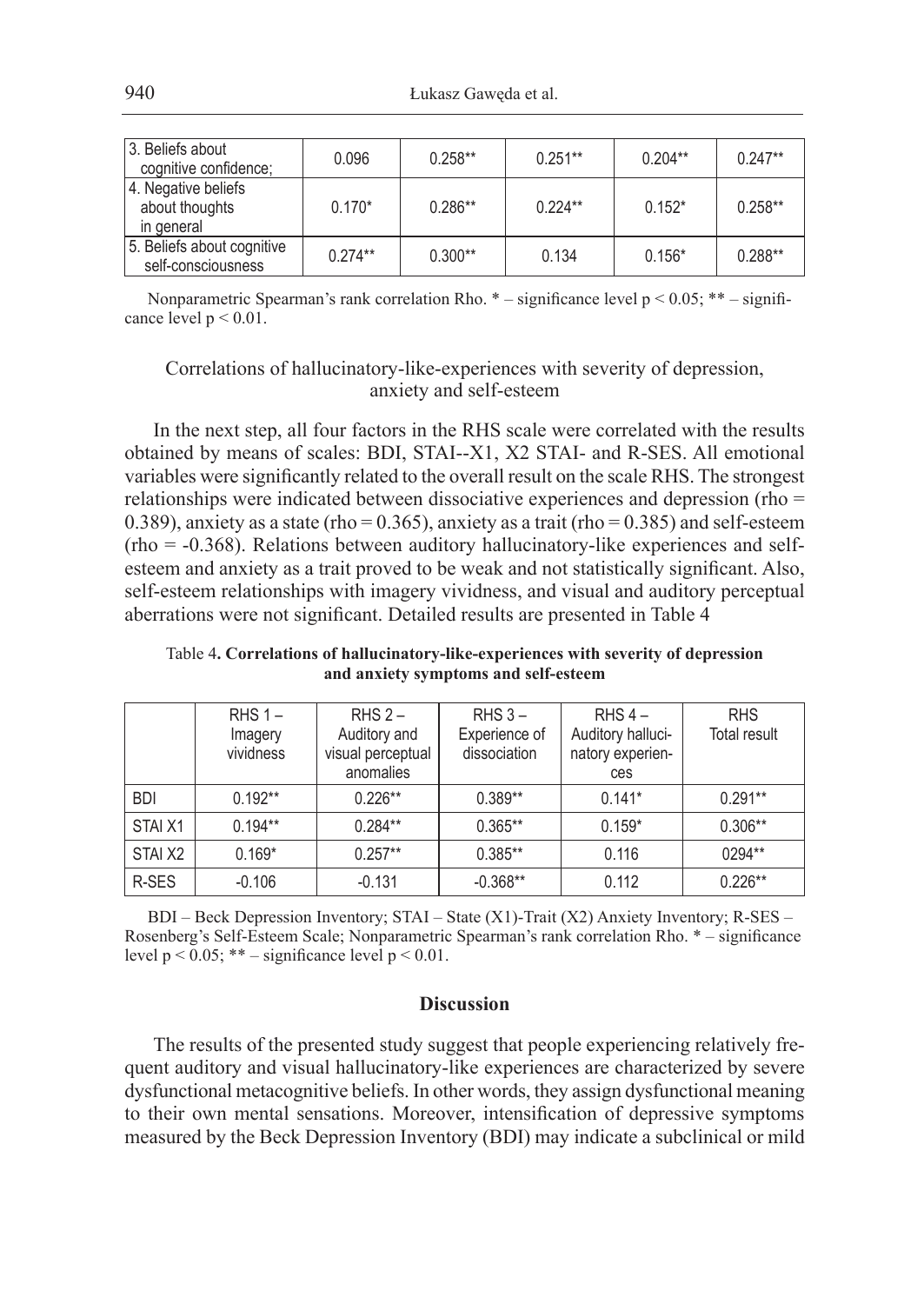| 3. Beliefs about cognitive confidence; | 0.096 | 0.258** | 0.251** | 0.204** | 0.247** |
|---|---|---|---|---|---|
| 4. Negative beliefs about thoughts in general | 0.170* | 0.286** | 0.224** | 0.152* | 0.258** |
| 5. Beliefs about cognitive self-consciousness | 0.274** | 0.300** | 0.134 | 0.156* | 0.288** |

Nonparametric Spearman's rank correlation Rho. * – significance level $p < 0.05$; ** – significance level $p < 0.01$.

### Correlations of hallucinatory-like-experiences with severity of depression, anxiety and self-esteem

In the next step, all four factors in the RHS scale were correlated with the results obtained by means of scales: BDI, STAI--X1, X2 STAI- and R-SES. All emotional variables were significantly related to the overall result on the scale RHS. The strongest relationships were indicated between dissociative experiences and depression (rho = 0.389), anxiety as a state (rho = 0.365), anxiety as a trait (rho = 0.385) and self-esteem (rho = -0.368). Relations between auditory hallucinatory-like experiences and self-esteem and anxiety as a trait proved to be weak and not statistically significant. Also, self-esteem relationships with imagery vividness, and visual and auditory perceptual aberrations were not significant. Detailed results are presented in Table 4

Table 4. **Correlations of hallucinatory-like-experiences with severity of depression and anxiety symptoms and self-esteem**

| | RHS 1 – Imagery vividness | RHS 2 – Auditory and visual perceptual anomalies | RHS 3 – Experience of dissociation | RHS 4 – Auditory hallucinatory experiences | RHS Total result |
|---|---|---|---|---|---|
| BDI | 0.192** | 0.226** | 0.389** | 0.141* | 0.291** |
| STAI X1 | 0.194** | 0.284** | 0.365** | 0.159* | 0.306** |
| STAI X2 | 0.169* | 0.257** | 0.385** | 0.116 | 0294** |
| R-SES | -0.106 | -0.131 | -0.368** | 0.112 | 0.226** |

BDI – Beck Depression Inventory; STAI – State (X1)-Trait (X2) Anxiety Inventory; R-SES – Rosenberg's Self-Esteem Scale; Nonparametric Spearman's rank correlation Rho. * – significance level $p < 0.05$; ** – significance level $p < 0.01$.

## Discussion

The results of the presented study suggest that people experiencing relatively frequent auditory and visual hallucinatory-like experiences are characterized by severe dysfunctional metacognitive beliefs. In other words, they assign dysfunctional meaning to their own mental sensations. Moreover, intensification of depressive symptoms measured by the Beck Depression Inventory (BDI) may indicate a subclinical or mild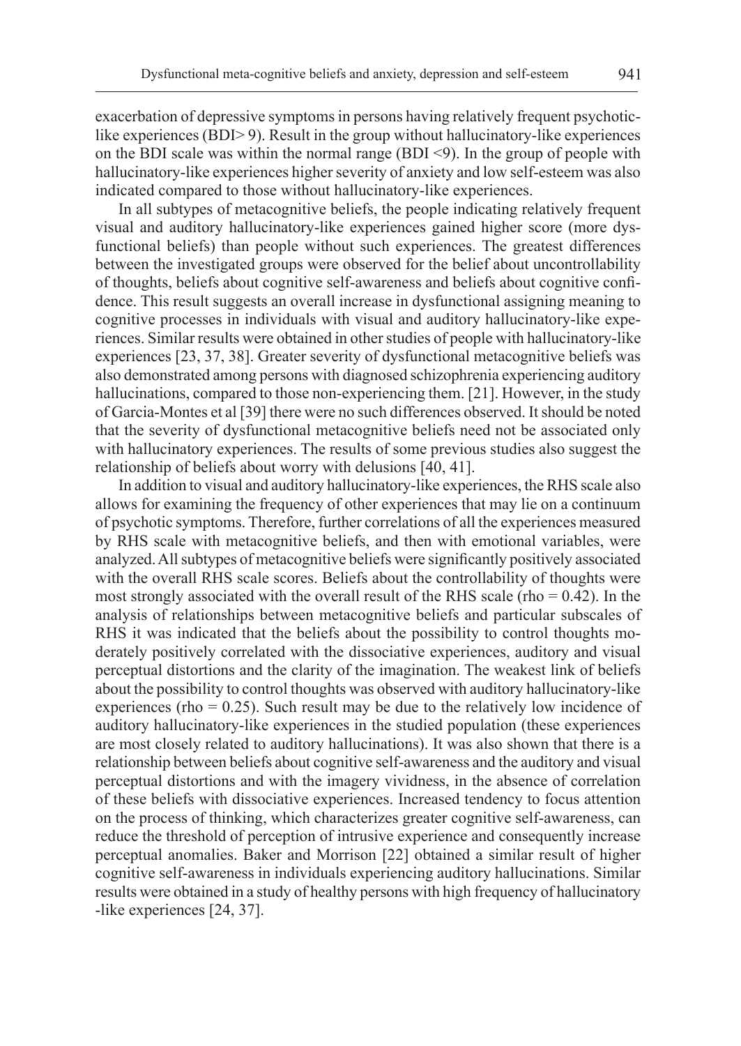exacerbation of depressive symptoms in persons having relatively frequent psychotic-like experiences (BDI> 9). Result in the group without hallucinatory-like experiences on the BDI scale was within the normal range (BDI <9). In the group of people with hallucinatory-like experiences higher severity of anxiety and low self-esteem was also indicated compared to those without hallucinatory-like experiences.

In all subtypes of metacognitive beliefs, the people indicating relatively frequent visual and auditory hallucinatory-like experiences gained higher score (more dysfunctional beliefs) than people without such experiences. The greatest differences between the investigated groups were observed for the belief about uncontrollability of thoughts, beliefs about cognitive self-awareness and beliefs about cognitive confidence. This result suggests an overall increase in dysfunctional assigning meaning to cognitive processes in individuals with visual and auditory hallucinatory-like experiences. Similar results were obtained in other studies of people with hallucinatory-like experiences [23, 37, 38]. Greater severity of dysfunctional metacognitive beliefs was also demonstrated among persons with diagnosed schizophrenia experiencing auditory hallucinations, compared to those non-experiencing them. [21]. However, in the study of Garcia-Montes et al [39] there were no such differences observed. It should be noted that the severity of dysfunctional metacognitive beliefs need not be associated only with hallucinatory experiences. The results of some previous studies also suggest the relationship of beliefs about worry with delusions [40, 41].

In addition to visual and auditory hallucinatory-like experiences, the RHS scale also allows for examining the frequency of other experiences that may lie on a continuum of psychotic symptoms. Therefore, further correlations of all the experiences measured by RHS scale with metacognitive beliefs, and then with emotional variables, were analyzed. All subtypes of metacognitive beliefs were significantly positively associated with the overall RHS scale scores. Beliefs about the controllability of thoughts were most strongly associated with the overall result of the RHS scale (rho = 0.42). In the analysis of relationships between metacognitive beliefs and particular subscales of RHS it was indicated that the beliefs about the possibility to control thoughts moderately positively correlated with the dissociative experiences, auditory and visual perceptual distortions and the clarity of the imagination. The weakest link of beliefs about the possibility to control thoughts was observed with auditory hallucinatory-like experiences (rho = 0.25). Such result may be due to the relatively low incidence of auditory hallucinatory-like experiences in the studied population (these experiences are most closely related to auditory hallucinations). It was also shown that there is a relationship between beliefs about cognitive self-awareness and the auditory and visual perceptual distortions and with the imagery vividness, in the absence of correlation of these beliefs with dissociative experiences. Increased tendency to focus attention on the process of thinking, which characterizes greater cognitive self-awareness, can reduce the threshold of perception of intrusive experience and consequently increase perceptual anomalies. Baker and Morrison [22] obtained a similar result of higher cognitive self-awareness in individuals experiencing auditory hallucinations. Similar results were obtained in a study of healthy persons with high frequency of hallucinatory -like experiences [24, 37].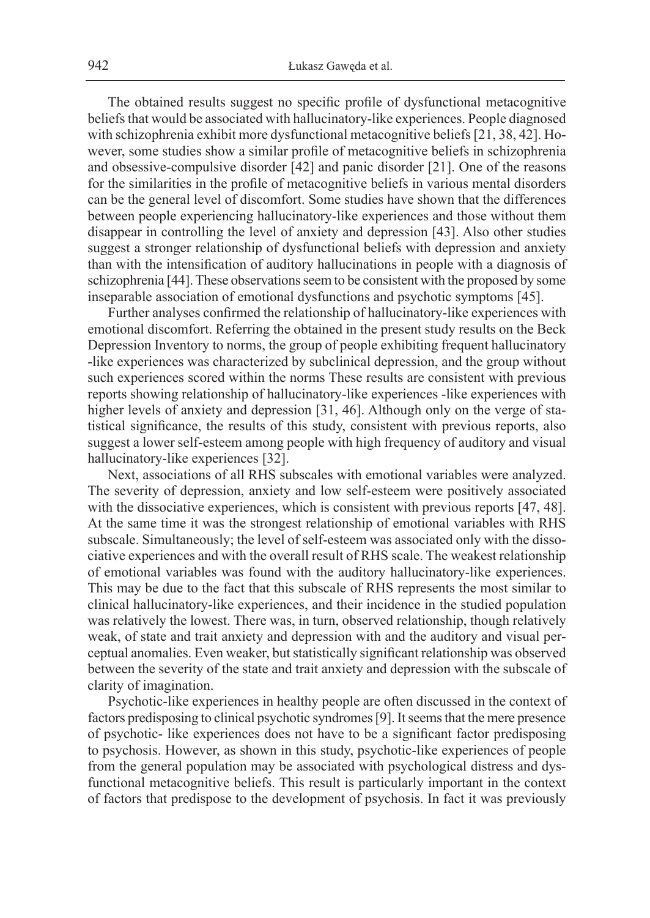The obtained results suggest no specific profile of dysfunctional metacognitive beliefs that would be associated with hallucinatory-like experiences. People diagnosed with schizophrenia exhibit more dysfunctional metacognitive beliefs [21, 38, 42]. However, some studies show a similar profile of metacognitive beliefs in schizophrenia and obsessive-compulsive disorder [42] and panic disorder [21]. One of the reasons for the similarities in the profile of metacognitive beliefs in various mental disorders can be the general level of discomfort. Some studies have shown that the differences between people experiencing hallucinatory-like experiences and those without them disappear in controlling the level of anxiety and depression [43]. Also other studies suggest a stronger relationship of dysfunctional beliefs with depression and anxiety than with the intensification of auditory hallucinations in people with a diagnosis of schizophrenia [44]. These observations seem to be consistent with the proposed by some inseparable association of emotional dysfunctions and psychotic symptoms [45].

Further analyses confirmed the relationship of hallucinatory-like experiences with emotional discomfort. Referring the obtained in the present study results on the Beck Depression Inventory to norms, the group of people exhibiting frequent hallucinatory -like experiences was characterized by subclinical depression, and the group without such experiences scored within the norms These results are consistent with previous reports showing relationship of hallucinatory-like experiences -like experiences with higher levels of anxiety and depression [31, 46]. Although only on the verge of statistical significance, the results of this study, consistent with previous reports, also suggest a lower self-esteem among people with high frequency of auditory and visual hallucinatory-like experiences [32].

Next, associations of all RHS subscales with emotional variables were analyzed. The severity of depression, anxiety and low self-esteem were positively associated with the dissociative experiences, which is consistent with previous reports [47, 48]. At the same time it was the strongest relationship of emotional variables with RHS subscale. Simultaneously; the level of self-esteem was associated only with the dissociative experiences and with the overall result of RHS scale. The weakest relationship of emotional variables was found with the auditory hallucinatory-like experiences. This may be due to the fact that this subscale of RHS represents the most similar to clinical hallucinatory-like experiences, and their incidence in the studied population was relatively the lowest. There was, in turn, observed relationship, though relatively weak, of state and trait anxiety and depression with and the auditory and visual perceptual anomalies. Even weaker, but statistically significant relationship was observed between the severity of the state and trait anxiety and depression with the subscale of clarity of imagination.

Psychotic-like experiences in healthy people are often discussed in the context of factors predisposing to clinical psychotic syndromes [9]. It seems that the mere presence of psychotic- like experiences does not have to be a significant factor predisposing to psychosis. However, as shown in this study, psychotic-like experiences of people from the general population may be associated with psychological distress and dysfunctional metacognitive beliefs. This result is particularly important in the context of factors that predispose to the development of psychosis. In fact it was previously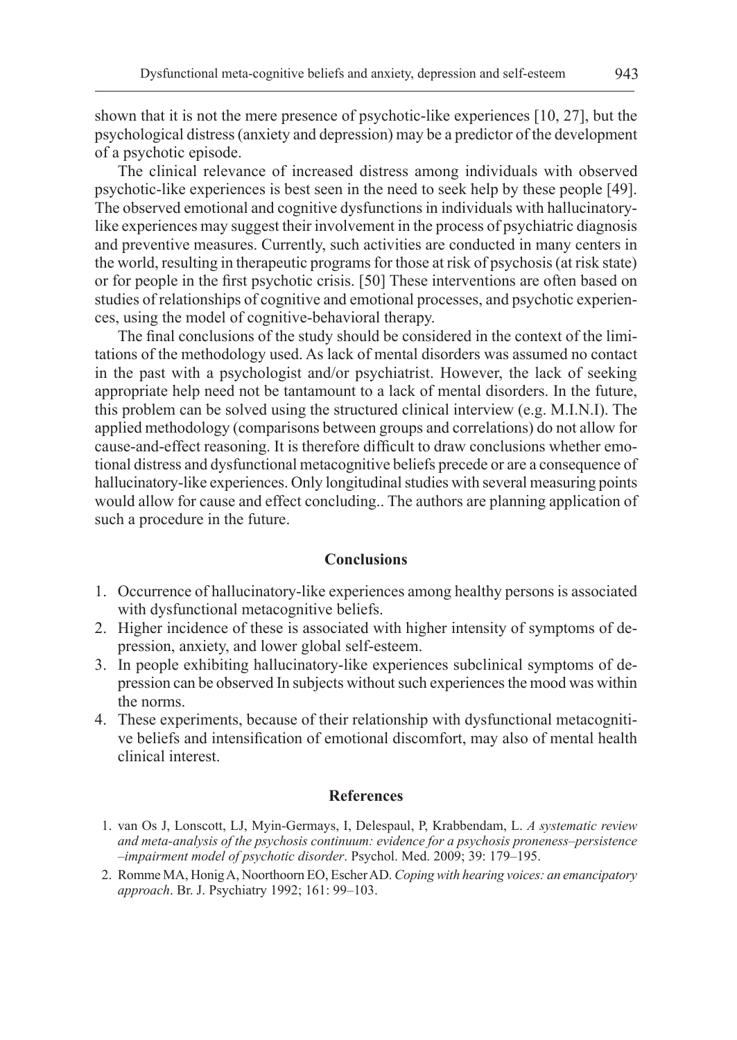shown that it is not the mere presence of psychotic-like experiences [10, 27], but the psychological distress (anxiety and depression) may be a predictor of the development of a psychotic episode.

The clinical relevance of increased distress among individuals with observed psychotic-like experiences is best seen in the need to seek help by these people [49]. The observed emotional and cognitive dysfunctions in individuals with hallucinatory-like experiences may suggest their involvement in the process of psychiatric diagnosis and preventive measures. Currently, such activities are conducted in many centers in the world, resulting in therapeutic programs for those at risk of psychosis (at risk state) or for people in the first psychotic crisis. [50] These interventions are often based on studies of relationships of cognitive and emotional processes, and psychotic experiences, using the model of cognitive-behavioral therapy.

The final conclusions of the study should be considered in the context of the limitations of the methodology used. As lack of mental disorders was assumed no contact in the past with a psychologist and/or psychiatrist. However, the lack of seeking appropriate help need not be tantamount to a lack of mental disorders. In the future, this problem can be solved using the structured clinical interview (e.g. M.I.N.I). The applied methodology (comparisons between groups and correlations) do not allow for cause-and-effect reasoning. It is therefore difficult to draw conclusions whether emotional distress and dysfunctional metacognitive beliefs precede or are a consequence of hallucinatory-like experiences. Only longitudinal studies with several measuring points would allow for cause and effect concluding.. The authors are planning application of such a procedure in the future.

## Conclusions

1. Occurrence of hallucinatory-like experiences among healthy persons is associated with dysfunctional metacognitive beliefs.
2. Higher incidence of these is associated with higher intensity of symptoms of depression, anxiety, and lower global self-esteem.
3. In people exhibiting hallucinatory-like experiences subclinical symptoms of depression can be observed In subjects without such experiences the mood was within the norms.
4. These experiments, because of their relationship with dysfunctional metacognitive beliefs and intensification of emotional discomfort, may also of mental health clinical interest.

## References

1. van Os J, Lonscott, LJ, Myin-Germays, I, Delespaul, P, Krabbendam, L. *A systematic review and meta-analysis of the psychosis continuum: evidence for a psychosis proneness–persistence –impairment model of psychotic disorder*. Psychol. Med. 2009; 39: 179–195.
2. Romme MA, Honig A, Noorthoorn EO, Escher AD. *Coping with hearing voices: an emancipatory approach*. Br. J. Psychiatry 1992; 161: 99–103.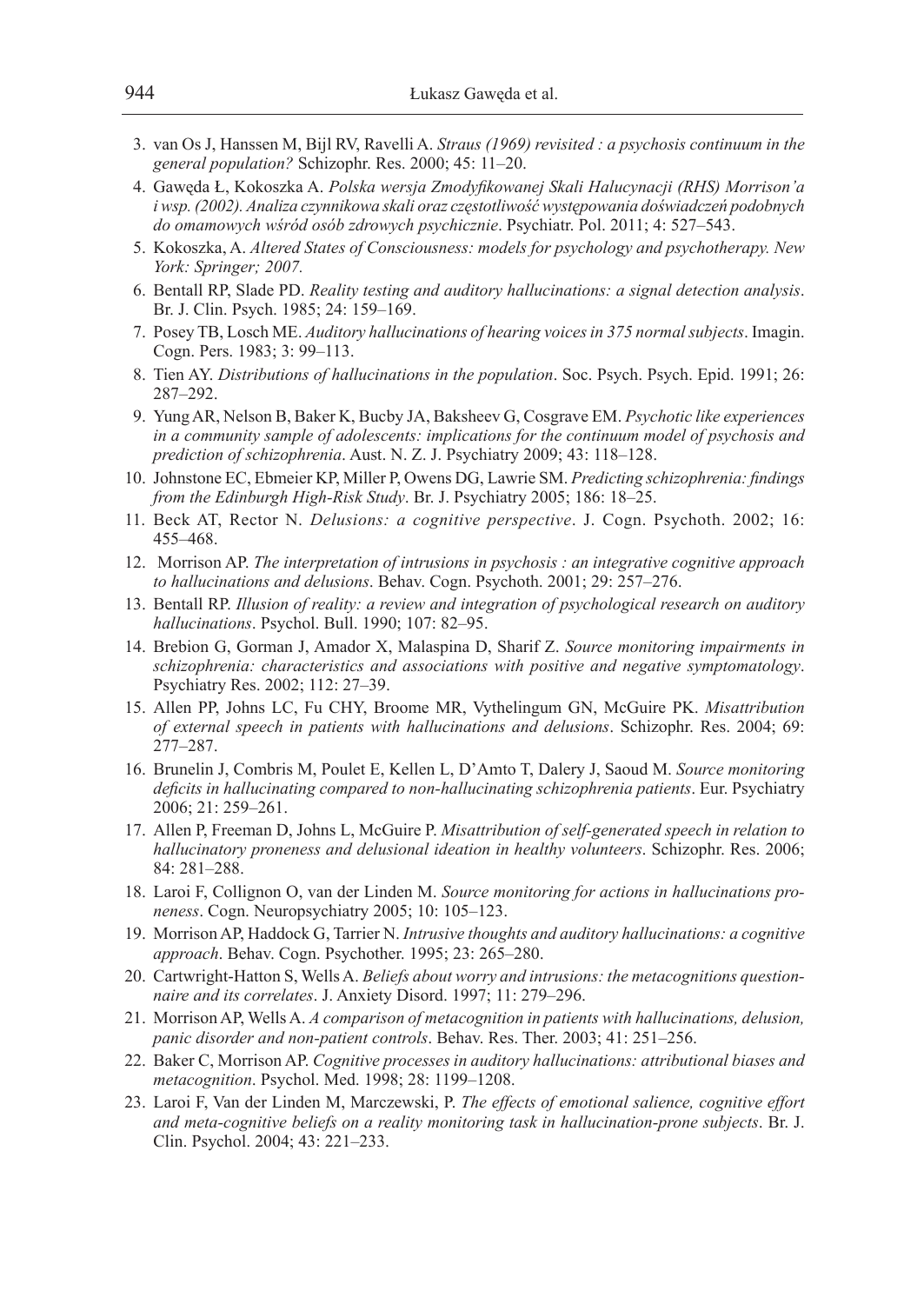3. van Os J, Hanssen M, Bijl RV, Ravelli A. *Straus (1969) revisited : a psychosis continuum in the general population?* Schizophr. Res. 2000; 45: 11–20.
4. Gawęda Ł, Kokoszka A. *Polska wersja Zmodyfikowanej Skali Halucynacji (RHS) Morrison'a i wsp. (2002). Analiza czynnikowa skali oraz częstotliwość występowania doświadczeń podobnych do omamowych wśród osób zdrowych psychicznie*. Psychiatr. Pol. 2011; 4: 527–543.
5. Kokoszka, A. *Altered States of Consciousness: models for psychology and psychotherapy. New York: Springer; 2007.*
6. Bentall RP, Slade PD. *Reality testing and auditory hallucinations: a signal detection analysis*. Br. J. Clin. Psych. 1985; 24: 159–169.
7. Posey TB, Losch ME. *Auditory hallucinations of hearing voices in 375 normal subjects*. Imagin. Cogn. Pers. 1983; 3: 99–113.
8. Tien AY. *Distributions of hallucinations in the population*. Soc. Psych. Psych. Epid. 1991; 26: 287–292.
9. Yung AR, Nelson B, Baker K, Bucby JA, Baksheev G, Cosgrave EM. *Psychotic like experiences in a community sample of adolescents: implications for the continuum model of psychosis and prediction of schizophrenia*. Aust. N. Z. J. Psychiatry 2009; 43: 118–128.
10. Johnstone EC, Ebmeier KP, Miller P, Owens DG, Lawrie SM. *Predicting schizophrenia: findings from the Edinburgh High-Risk Study*. Br. J. Psychiatry 2005; 186: 18–25.
11. Beck AT, Rector N. *Delusions: a cognitive perspective*. J. Cogn. Psychoth. 2002; 16: 455–468.
12. Morrison AP. *The interpretation of intrusions in psychosis : an integrative cognitive approach to hallucinations and delusions*. Behav. Cogn. Psychoth. 2001; 29: 257–276.
13. Bentall RP. *Illusion of reality: a review and integration of psychological research on auditory hallucinations*. Psychol. Bull. 1990; 107: 82–95.
14. Brebion G, Gorman J, Amador X, Malaspina D, Sharif Z. *Source monitoring impairments in schizophrenia: characteristics and associations with positive and negative symptomatology*. Psychiatry Res. 2002; 112: 27–39.
15. Allen PP, Johns LC, Fu CHY, Broome MR, Vythelingum GN, McGuire PK. *Misattribution of external speech in patients with hallucinations and delusions*. Schizophr. Res. 2004; 69: 277–287.
16. Brunelin J, Combris M, Poulet E, Kellen L, D'Amto T, Dalery J, Saoud M. *Source monitoring deficits in hallucinating compared to non-hallucinating schizophrenia patients*. Eur. Psychiatry 2006; 21: 259–261.
17. Allen P, Freeman D, Johns L, McGuire P. *Misattribution of self-generated speech in relation to hallucinatory proneness and delusional ideation in healthy volunteers*. Schizophr. Res. 2006; 84: 281–288.
18. Laroi F, Collignon O, van der Linden M. *Source monitoring for actions in hallucinations proneness*. Cogn. Neuropsychiatry 2005; 10: 105–123.
19. Morrison AP, Haddock G, Tarrier N. *Intrusive thoughts and auditory hallucinations: a cognitive approach*. Behav. Cogn. Psychother. 1995; 23: 265–280.
20. Cartwright-Hatton S, Wells A. *Beliefs about worry and intrusions: the metacognitions questionnaire and its correlates*. J. Anxiety Disord. 1997; 11: 279–296.
21. Morrison AP, Wells A. *A comparison of metacognition in patients with hallucinations, delusion, panic disorder and non-patient controls*. Behav. Res. Ther. 2003; 41: 251–256.
22. Baker C, Morrison AP. *Cognitive processes in auditory hallucinations: attributional biases and metacognition*. Psychol. Med. 1998; 28: 1199–1208.
23. Laroi F, Van der Linden M, Marczewski, P. *The effects of emotional salience, cognitive effort and meta-cognitive beliefs on a reality monitoring task in hallucination-prone subjects*. Br. J. Clin. Psychol. 2004; 43: 221–233.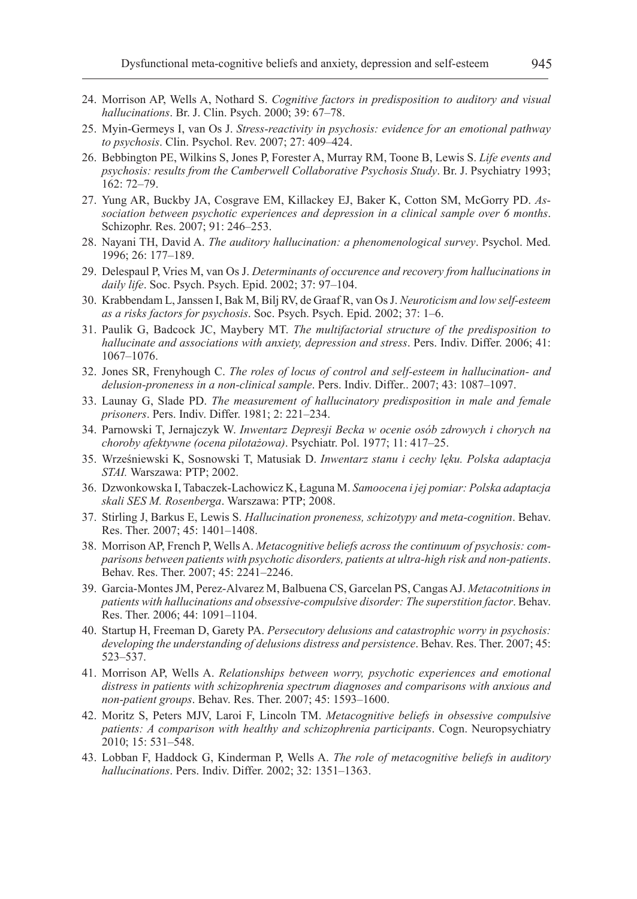24. Morrison AP, Wells A, Nothard S. *Cognitive factors in predisposition to auditory and visual hallucinations*. Br. J. Clin. Psych. 2000; 39: 67–78.
25. Myin-Germeys I, van Os J. *Stress-reactivity in psychosis: evidence for an emotional pathway to psychosis*. Clin. Psychol. Rev. 2007; 27: 409–424.
26. Bebbington PE, Wilkins S, Jones P, Forester A, Murray RM, Toone B, Lewis S. *Life events and psychosis: results from the Camberwell Collaborative Psychosis Study*. Br. J. Psychiatry 1993; 162: 72–79.
27. Yung AR, Buckby JA, Cosgrave EM, Killackey EJ, Baker K, Cotton SM, McGorry PD. *Association between psychotic experiences and depression in a clinical sample over 6 months*. Schizophr. Res. 2007; 91: 246–253.
28. Nayani TH, David A. *The auditory hallucination: a phenomenological survey*. Psychol. Med. 1996; 26: 177–189.
29. Delespaul P, Vries M, van Os J. *Determinants of occurence and recovery from hallucinations in daily life*. Soc. Psych. Psych. Epid. 2002; 37: 97–104.
30. Krabbendam L, Janssen I, Bak M, Bilj RV, de Graaf R, van Os J. *Neuroticism and low self-esteem as a risks factors for psychosis*. Soc. Psych. Psych. Epid. 2002; 37: 1–6.
31. Paulik G, Badcock JC, Maybery MT. *The multifactorial structure of the predisposition to hallucinate and associations with anxiety, depression and stress*. Pers. Indiv. Differ. 2006; 41: 1067–1076.
32. Jones SR, Frenyhough C. *The roles of locus of control and self-esteem in hallucination- and delusion-proneness in a non-clinical sample*. Pers. Indiv. Differ.. 2007; 43: 1087–1097.
33. Launay G, Slade PD. *The measurement of hallucinatory predisposition in male and female prisoners*. Pers. Indiv. Differ. 1981; 2: 221–234.
34. Parnowski T, Jernajczyk W. *Inwentarz Depresji Becka w ocenie osób zdrowych i chorych na choroby afektywne (ocena pilotażowa)*. Psychiatr. Pol. 1977; 11: 417–25.
35. Wrześniewski K, Sosnowski T, Matusiak D. *Inwentarz stanu i cechy lęku. Polska adaptacja STAI.* Warszawa: PTP; 2002.
36. Dzwonkowska I, Tabaczek-Lachowicz K, Łaguna M. *Samoocena i jej pomiar: Polska adaptacja skali SES M. Rosenberga*. Warszawa: PTP; 2008.
37. Stirling J, Barkus E, Lewis S. *Hallucination proneness, schizotypy and meta-cognition*. Behav. Res. Ther. 2007; 45: 1401–1408.
38. Morrison AP, French P, Wells A. *Metacognitive beliefs across the continuum of psychosis: comparisons between patients with psychotic disorders, patients at ultra-high risk and non-patients*. Behav. Res. Ther. 2007; 45: 2241–2246.
39. Garcia-Montes JM, Perez-Alvarez M, Balbuena CS, Garcelan PS, Cangas AJ. *Metacotnitions in patients with hallucinations and obsessive-compulsive disorder: The superstition factor*. Behav. Res. Ther. 2006; 44: 1091–1104.
40. Startup H, Freeman D, Garety PA. *Persecutory delusions and catastrophic worry in psychosis: developing the understanding of delusions distress and persistence*. Behav. Res. Ther. 2007; 45: 523–537.
41. Morrison AP, Wells A. *Relationships between worry, psychotic experiences and emotional distress in patients with schizophrenia spectrum diagnoses and comparisons with anxious and non-patient groups*. Behav. Res. Ther. 2007; 45: 1593–1600.
42. Moritz S, Peters MJV, Laroi F, Lincoln TM. *Metacognitive beliefs in obsessive compulsive patients: A comparison with healthy and schizophrenia participants*. Cogn. Neuropsychiatry 2010; 15: 531–548.
43. Lobban F, Haddock G, Kinderman P, Wells A. *The role of metacognitive beliefs in auditory hallucinations*. Pers. Indiv. Differ. 2002; 32: 1351–1363.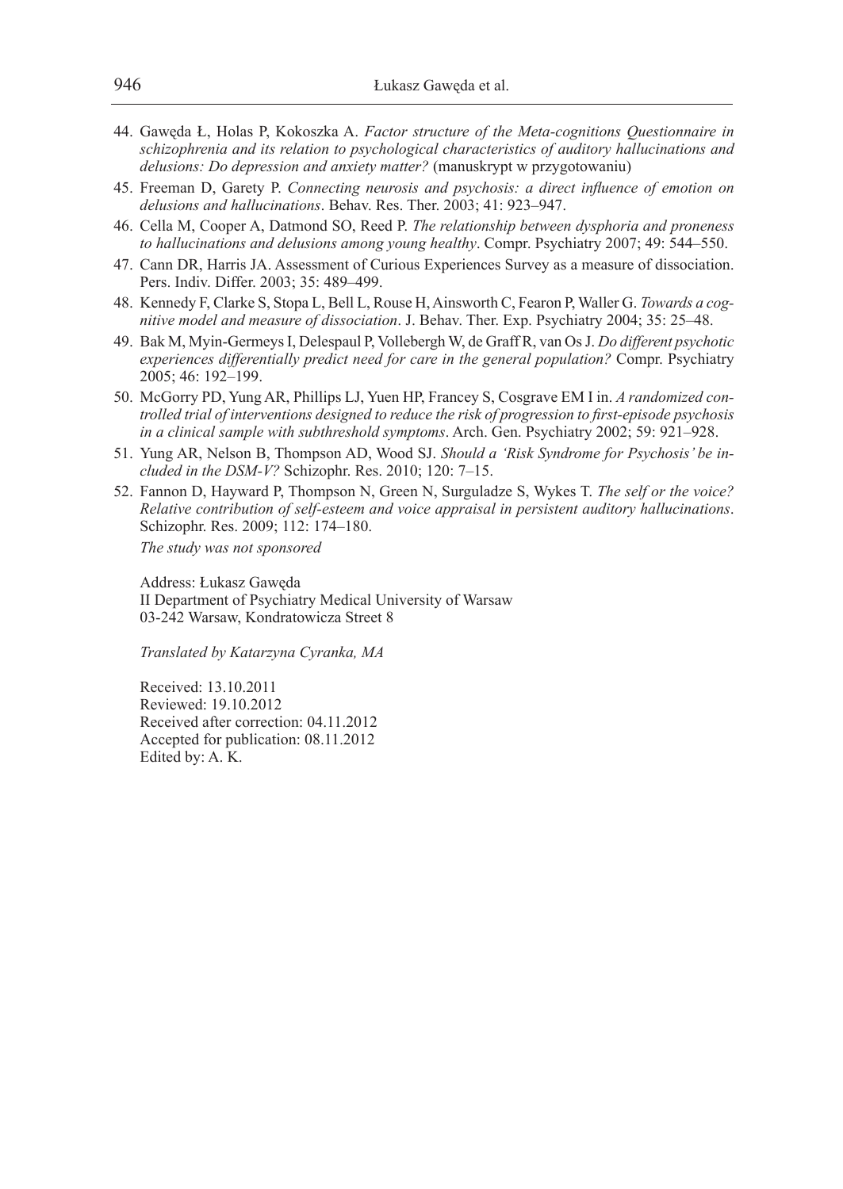44. Gawęda Ł, Holas P, Kokoszka A. *Factor structure of the Meta-cognitions Questionnaire in schizophrenia and its relation to psychological characteristics of auditory hallucinations and delusions: Do depression and anxiety matter?* (manuskrypt w przygotowaniu)
45. Freeman D, Garety P. *Connecting neurosis and psychosis: a direct influence of emotion on delusions and hallucinations*. Behav. Res. Ther. 2003; 41: 923–947.
46. Cella M, Cooper A, Datmond SO, Reed P. *The relationship between dysphoria and proneness to hallucinations and delusions among young healthy*. Compr. Psychiatry 2007; 49: 544–550.
47. Cann DR, Harris JA. Assessment of Curious Experiences Survey as a measure of dissociation. Pers. Indiv. Differ. 2003; 35: 489–499.
48. Kennedy F, Clarke S, Stopa L, Bell L, Rouse H, Ainsworth C, Fearon P, Waller G. *Towards a cognitive model and measure of dissociation*. J. Behav. Ther. Exp. Psychiatry 2004; 35: 25–48.
49. Bak M, Myin-Germeys I, Delespaul P, Vollebergh W, de Graff R, van Os J. *Do different psychotic experiences differentially predict need for care in the general population?* Compr. Psychiatry 2005; 46: 192–199.
50. McGorry PD, Yung AR, Phillips LJ, Yuen HP, Francey S, Cosgrave EM I in. *A randomized controlled trial of interventions designed to reduce the risk of progression to first-episode psychosis in a clinical sample with subthreshold symptoms*. Arch. Gen. Psychiatry 2002; 59: 921–928.
51. Yung AR, Nelson B, Thompson AD, Wood SJ. *Should a 'Risk Syndrome for Psychosis' be included in the DSM-V?* Schizophr. Res. 2010; 120: 7–15.
52. Fannon D, Hayward P, Thompson N, Green N, Surguladze S, Wykes T. *The self or the voice? Relative contribution of self-esteem and voice appraisal in persistent auditory hallucinations*. Schizophr. Res. 2009; 112: 174–180.

*The study was not sponsored*

Address: Łukasz Gawęda
II Department of Psychiatry Medical University of Warsaw
03-242 Warsaw, Kondratowicza Street 8

*Translated by Katarzyna Cyranka, MA*

Received: 13.10.2011
Reviewed: 19.10.2012
Received after correction: 04.11.2012
Accepted for publication: 08.11.2012
Edited by: A. K.